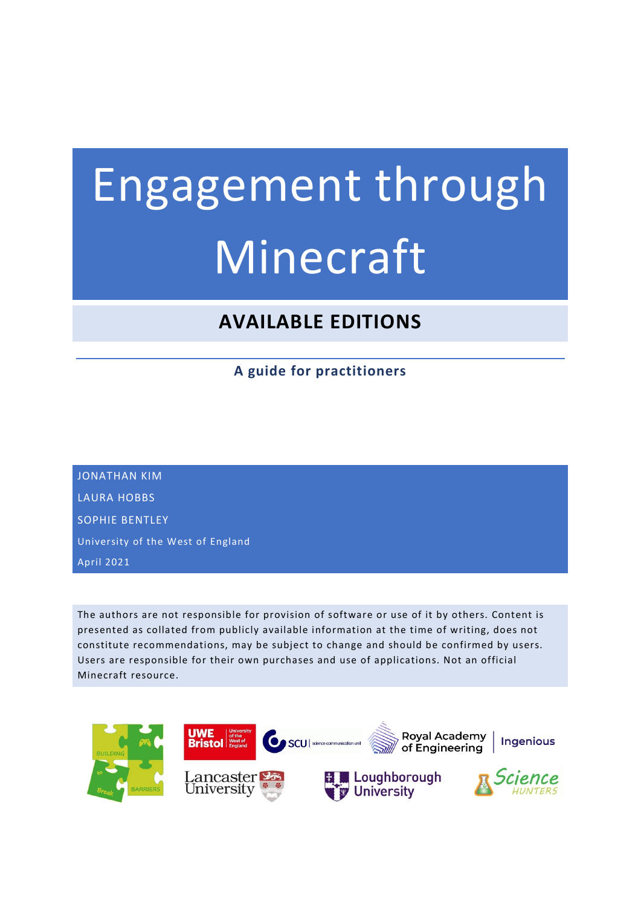# Engagement through Minecraft

## AVAILABLE EDITIONS

**A guide for practitioners**

JONATHAN KIM

LAURA HOBBS

SOPHIE BENTLEY

University of the West of England

April 2021

The authors are not responsible for provision of software or use of it by others. Content is presented as collated from publicly available information at the time of writing, does not constitute recommendations, may be subject to change and should be confirmed by users. Users are responsible for their own purchases and use of applications. Not an official Minecraft resource.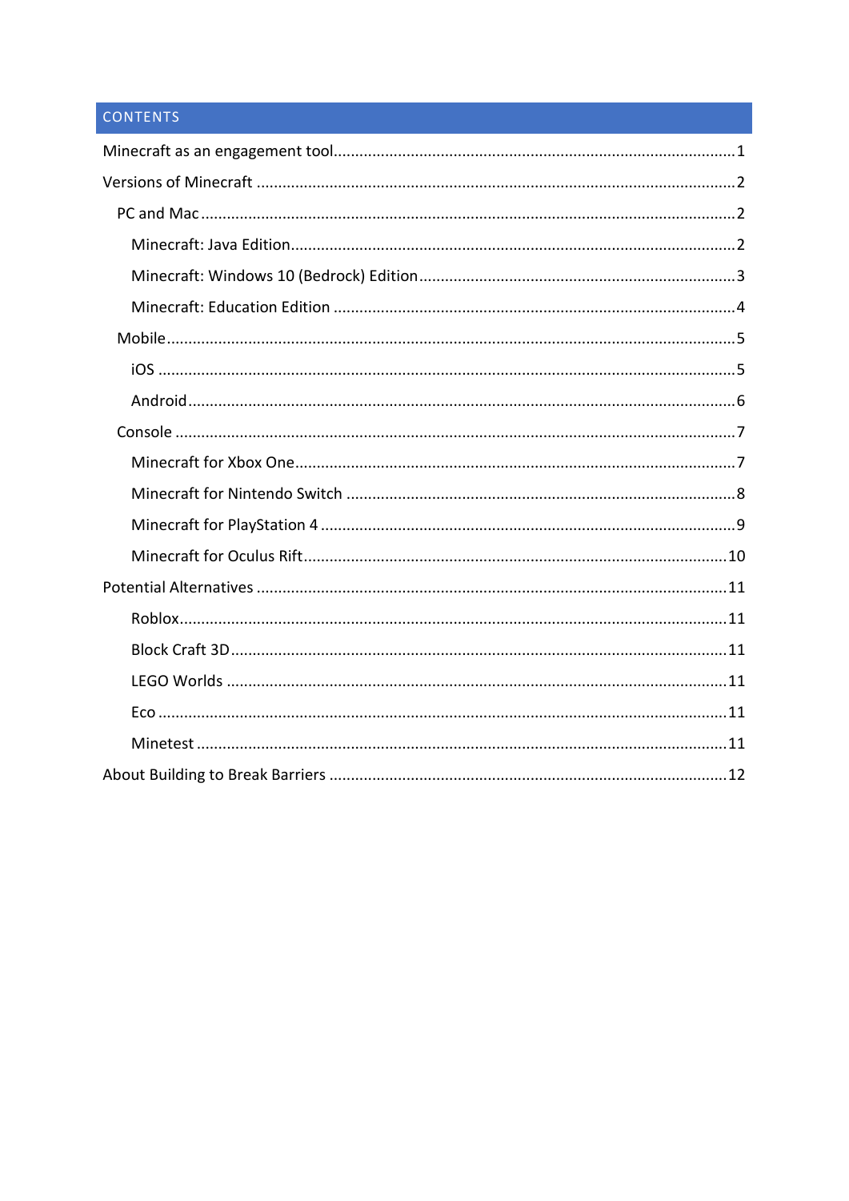## CONTENTS

- Minecraft as an engagement tool ........ 1
- Versions of Minecraft ........ 2
  - PC and Mac ........ 2
    - Minecraft: Java Edition ........ 2
    - Minecraft: Windows 10 (Bedrock) Edition ........ 3
    - Minecraft: Education Edition ........ 4
  - Mobile ........ 5
    - iOS ........ 5
    - Android ........ 6
  - Console ........ 7
    - Minecraft for Xbox One ........ 7
    - Minecraft for Nintendo Switch ........ 8
    - Minecraft for PlayStation 4 ........ 9
    - Minecraft for Oculus Rift ........ 10
- Potential Alternatives ........ 11
    - Roblox ........ 11
    - Block Craft 3D ........ 11
    - LEGO Worlds ........ 11
    - Eco ........ 11
    - Minetest ........ 11
- About Building to Break Barriers ........ 12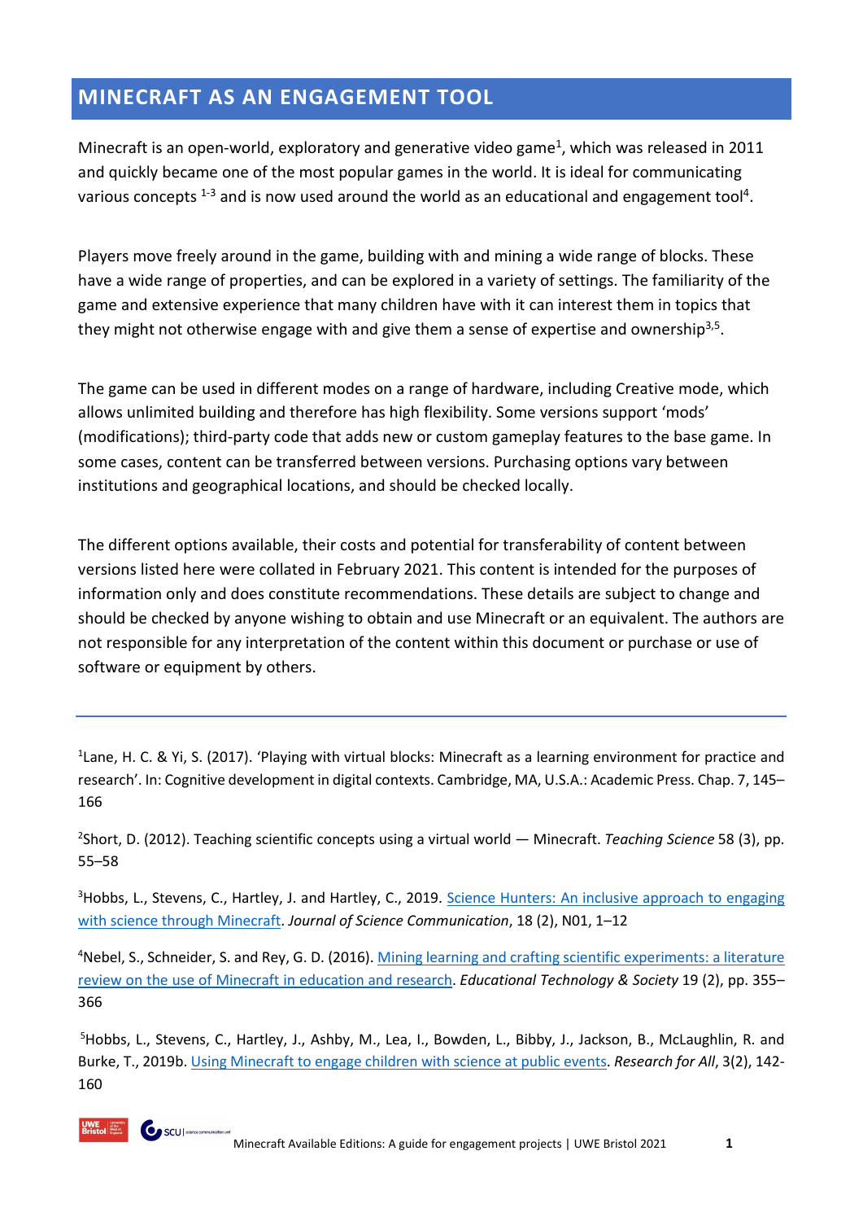# MINECRAFT AS AN ENGAGEMENT TOOL

Minecraft is an open-world, exploratory and generative video game[1], which was released in 2011 and quickly became one of the most popular games in the world. It is ideal for communicating various concepts [1-3] and is now used around the world as an educational and engagement tool[4].

Players move freely around in the game, building with and mining a wide range of blocks. These have a wide range of properties, and can be explored in a variety of settings. The familiarity of the game and extensive experience that many children have with it can interest them in topics that they might not otherwise engage with and give them a sense of expertise and ownership[3,5].

The game can be used in different modes on a range of hardware, including Creative mode, which allows unlimited building and therefore has high flexibility. Some versions support 'mods' (modifications); third-party code that adds new or custom gameplay features to the base game. In some cases, content can be transferred between versions. Purchasing options vary between institutions and geographical locations, and should be checked locally.

The different options available, their costs and potential for transferability of content between versions listed here were collated in February 2021. This content is intended for the purposes of information only and does constitute recommendations. These details are subject to change and should be checked by anyone wishing to obtain and use Minecraft or an equivalent. The authors are not responsible for any interpretation of the content within this document or purchase or use of software or equipment by others.

---

[1]Lane, H. C. & Yi, S. (2017). 'Playing with virtual blocks: Minecraft as a learning environment for practice and research'. In: Cognitive development in digital contexts. Cambridge, MA, U.S.A.: Academic Press. Chap. 7, 145–166

[2]Short, D. (2012). Teaching scientific concepts using a virtual world — Minecraft. *Teaching Science* 58 (3), pp. 55–58

[3]Hobbs, L., Stevens, C., Hartley, J. and Hartley, C., 2019. Science Hunters: An inclusive approach to engaging with science through Minecraft. *Journal of Science Communication*, 18 (2), N01, 1–12

[4]Nebel, S., Schneider, S. and Rey, G. D. (2016). Mining learning and crafting scientific experiments: a literature review on the use of Minecraft in education and research. *Educational Technology & Society* 19 (2), pp. 355–366

[5]Hobbs, L., Stevens, C., Hartley, J., Ashby, M., Lea, I., Bowden, L., Bibby, J., Jackson, B., McLaughlin, R. and Burke, T., 2019b. Using Minecraft to engage children with science at public events. *Research for All*, 3(2), 142-160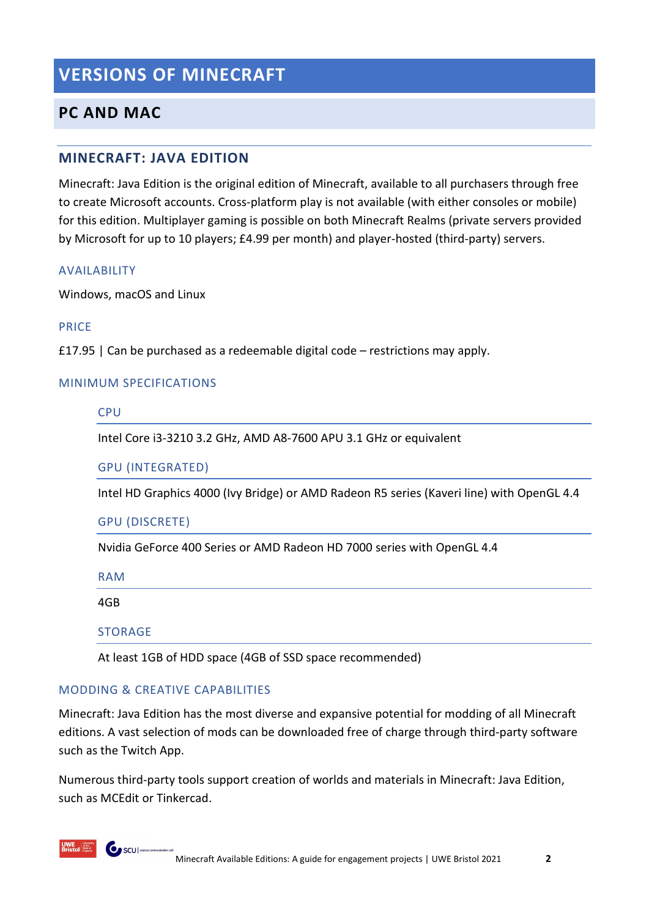# VERSIONS OF MINECRAFT

## PC AND MAC

### MINECRAFT: JAVA EDITION

Minecraft: Java Edition is the original edition of Minecraft, available to all purchasers through free to create Microsoft accounts. Cross-platform play is not available (with either consoles or mobile) for this edition. Multiplayer gaming is possible on both Minecraft Realms (private servers provided by Microsoft for up to 10 players; £4.99 per month) and player-hosted (third-party) servers.

#### AVAILABILITY

Windows, macOS and Linux

#### PRICE

£17.95 | Can be purchased as a redeemable digital code – restrictions may apply.

#### MINIMUM SPECIFICATIONS

##### CPU

Intel Core i3-3210 3.2 GHz, AMD A8-7600 APU 3.1 GHz or equivalent

##### GPU (INTEGRATED)

Intel HD Graphics 4000 (Ivy Bridge) or AMD Radeon R5 series (Kaveri line) with OpenGL 4.4

##### GPU (DISCRETE)

Nvidia GeForce 400 Series or AMD Radeon HD 7000 series with OpenGL 4.4

##### RAM

4GB

##### STORAGE

At least 1GB of HDD space (4GB of SSD space recommended)

#### MODDING & CREATIVE CAPABILITIES

Minecraft: Java Edition has the most diverse and expansive potential for modding of all Minecraft editions. A vast selection of mods can be downloaded free of charge through third-party software such as the Twitch App.

Numerous third-party tools support creation of worlds and materials in Minecraft: Java Edition, such as MCEdit or Tinkercad.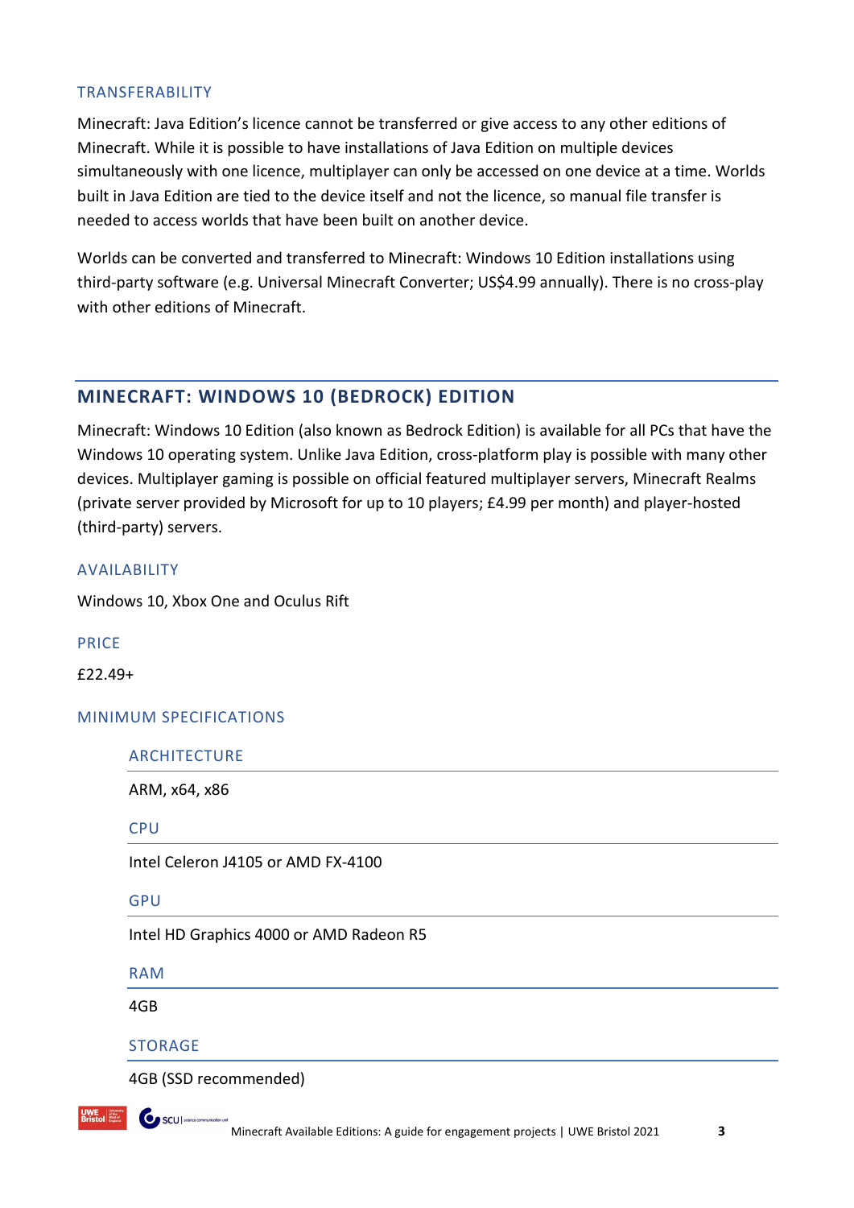### TRANSFERABILITY

Minecraft: Java Edition's licence cannot be transferred or give access to any other editions of Minecraft. While it is possible to have installations of Java Edition on multiple devices simultaneously with one licence, multiplayer can only be accessed on one device at a time. Worlds built in Java Edition are tied to the device itself and not the licence, so manual file transfer is needed to access worlds that have been built on another device.

Worlds can be converted and transferred to Minecraft: Windows 10 Edition installations using third-party software (e.g. Universal Minecraft Converter; US$4.99 annually). There is no cross-play with other editions of Minecraft.

## MINECRAFT: WINDOWS 10 (BEDROCK) EDITION

Minecraft: Windows 10 Edition (also known as Bedrock Edition) is available for all PCs that have the Windows 10 operating system. Unlike Java Edition, cross-platform play is possible with many other devices. Multiplayer gaming is possible on official featured multiplayer servers, Minecraft Realms (private server provided by Microsoft for up to 10 players; £4.99 per month) and player-hosted (third-party) servers.

### AVAILABILITY

Windows 10, Xbox One and Oculus Rift

### PRICE

£22.49+

### MINIMUM SPECIFICATIONS

#### ARCHITECTURE

ARM, x64, x86

#### CPU

Intel Celeron J4105 or AMD FX-4100

#### GPU

Intel HD Graphics 4000 or AMD Radeon R5

#### RAM

4GB

#### STORAGE

4GB (SSD recommended)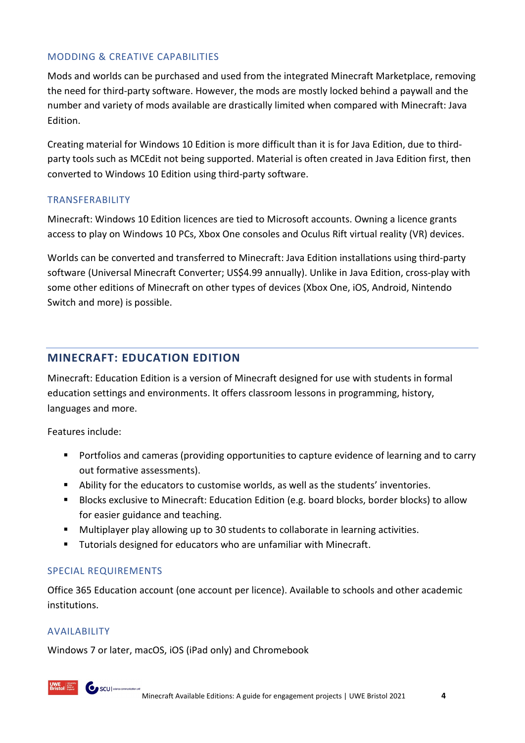### MODDING & CREATIVE CAPABILITIES

Mods and worlds can be purchased and used from the integrated Minecraft Marketplace, removing the need for third-party software. However, the mods are mostly locked behind a paywall and the number and variety of mods available are drastically limited when compared with Minecraft: Java Edition.

Creating material for Windows 10 Edition is more difficult than it is for Java Edition, due to third-party tools such as MCEdit not being supported. Material is often created in Java Edition first, then converted to Windows 10 Edition using third-party software.

### TRANSFERABILITY

Minecraft: Windows 10 Edition licences are tied to Microsoft accounts. Owning a licence grants access to play on Windows 10 PCs, Xbox One consoles and Oculus Rift virtual reality (VR) devices.

Worlds can be converted and transferred to Minecraft: Java Edition installations using third-party software (Universal Minecraft Converter; US$4.99 annually). Unlike in Java Edition, cross-play with some other editions of Minecraft on other types of devices (Xbox One, iOS, Android, Nintendo Switch and more) is possible.

## MINECRAFT: EDUCATION EDITION

Minecraft: Education Edition is a version of Minecraft designed for use with students in formal education settings and environments. It offers classroom lessons in programming, history, languages and more.

Features include:

- Portfolios and cameras (providing opportunities to capture evidence of learning and to carry out formative assessments).
- Ability for the educators to customise worlds, as well as the students' inventories.
- Blocks exclusive to Minecraft: Education Edition (e.g. board blocks, border blocks) to allow for easier guidance and teaching.
- Multiplayer play allowing up to 30 students to collaborate in learning activities.
- Tutorials designed for educators who are unfamiliar with Minecraft.

### SPECIAL REQUIREMENTS

Office 365 Education account (one account per licence). Available to schools and other academic institutions.

### AVAILABILITY

Windows 7 or later, macOS, iOS (iPad only) and Chromebook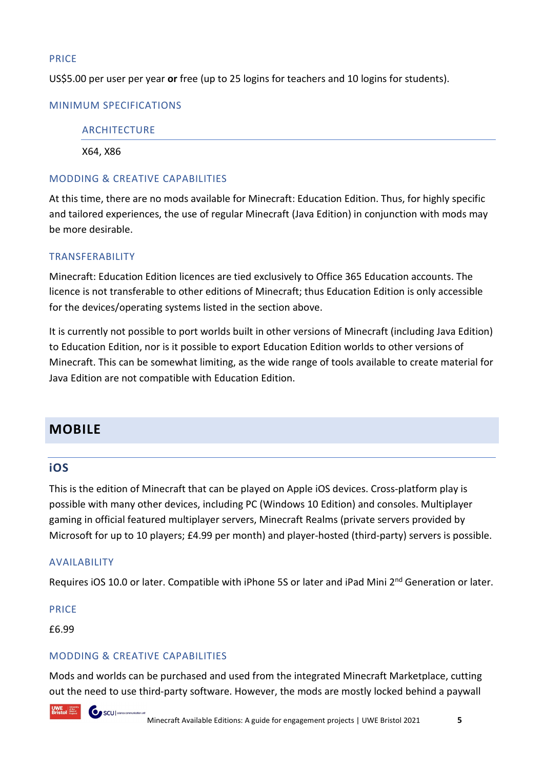#### PRICE

US$5.00 per user per year **or** free (up to 25 logins for teachers and 10 logins for students).

#### MINIMUM SPECIFICATIONS

##### ARCHITECTURE

X64, X86

#### MODDING & CREATIVE CAPABILITIES

At this time, there are no mods available for Minecraft: Education Edition. Thus, for highly specific and tailored experiences, the use of regular Minecraft (Java Edition) in conjunction with mods may be more desirable.

#### TRANSFERABILITY

Minecraft: Education Edition licences are tied exclusively to Office 365 Education accounts. The licence is not transferable to other editions of Minecraft; thus Education Edition is only accessible for the devices/operating systems listed in the section above.

It is currently not possible to port worlds built in other versions of Minecraft (including Java Edition) to Education Edition, nor is it possible to export Education Edition worlds to other versions of Minecraft. This can be somewhat limiting, as the wide range of tools available to create material for Java Edition are not compatible with Education Edition.

## MOBILE

### iOS

This is the edition of Minecraft that can be played on Apple iOS devices. Cross-platform play is possible with many other devices, including PC (Windows 10 Edition) and consoles. Multiplayer gaming in official featured multiplayer servers, Minecraft Realms (private servers provided by Microsoft for up to 10 players; £4.99 per month) and player-hosted (third-party) servers is possible.

#### AVAILABILITY

Requires iOS 10.0 or later. Compatible with iPhone 5S or later and iPad Mini 2nd Generation or later.

#### PRICE

£6.99

#### MODDING & CREATIVE CAPABILITIES

Mods and worlds can be purchased and used from the integrated Minecraft Marketplace, cutting out the need to use third-party software. However, the mods are mostly locked behind a paywall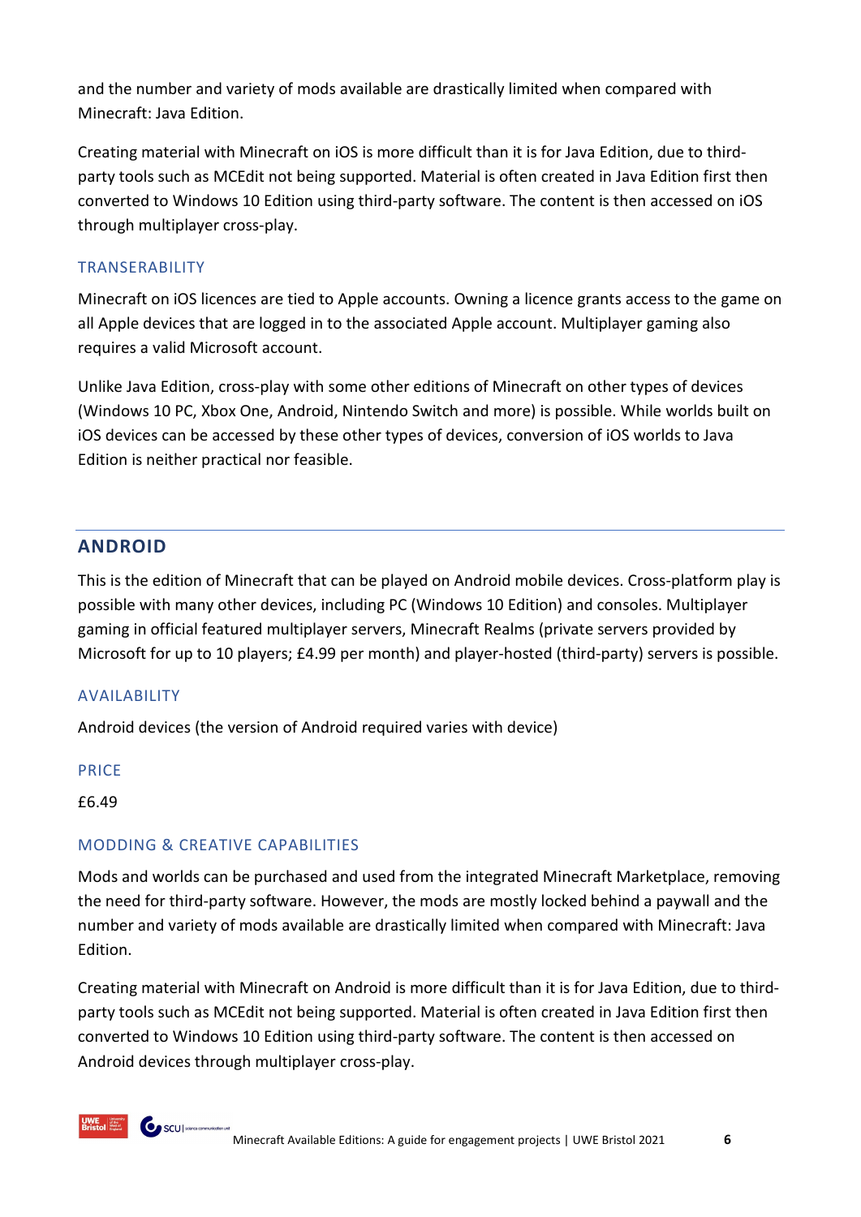and the number and variety of mods available are drastically limited when compared with Minecraft: Java Edition.

Creating material with Minecraft on iOS is more difficult than it is for Java Edition, due to third-party tools such as MCEdit not being supported. Material is often created in Java Edition first then converted to Windows 10 Edition using third-party software. The content is then accessed on iOS through multiplayer cross-play.

### TRANSERABILITY

Minecraft on iOS licences are tied to Apple accounts. Owning a licence grants access to the game on all Apple devices that are logged in to the associated Apple account. Multiplayer gaming also requires a valid Microsoft account.

Unlike Java Edition, cross-play with some other editions of Minecraft on other types of devices (Windows 10 PC, Xbox One, Android, Nintendo Switch and more) is possible. While worlds built on iOS devices can be accessed by these other types of devices, conversion of iOS worlds to Java Edition is neither practical nor feasible.

---

## ANDROID

This is the edition of Minecraft that can be played on Android mobile devices. Cross-platform play is possible with many other devices, including PC (Windows 10 Edition) and consoles. Multiplayer gaming in official featured multiplayer servers, Minecraft Realms (private servers provided by Microsoft for up to 10 players; £4.99 per month) and player-hosted (third-party) servers is possible.

### AVAILABILITY

Android devices (the version of Android required varies with device)

### PRICE

£6.49

### MODDING & CREATIVE CAPABILITIES

Mods and worlds can be purchased and used from the integrated Minecraft Marketplace, removing the need for third-party software. However, the mods are mostly locked behind a paywall and the number and variety of mods available are drastically limited when compared with Minecraft: Java Edition.

Creating material with Minecraft on Android is more difficult than it is for Java Edition, due to third-party tools such as MCEdit not being supported. Material is often created in Java Edition first then converted to Windows 10 Edition using third-party software. The content is then accessed on Android devices through multiplayer cross-play.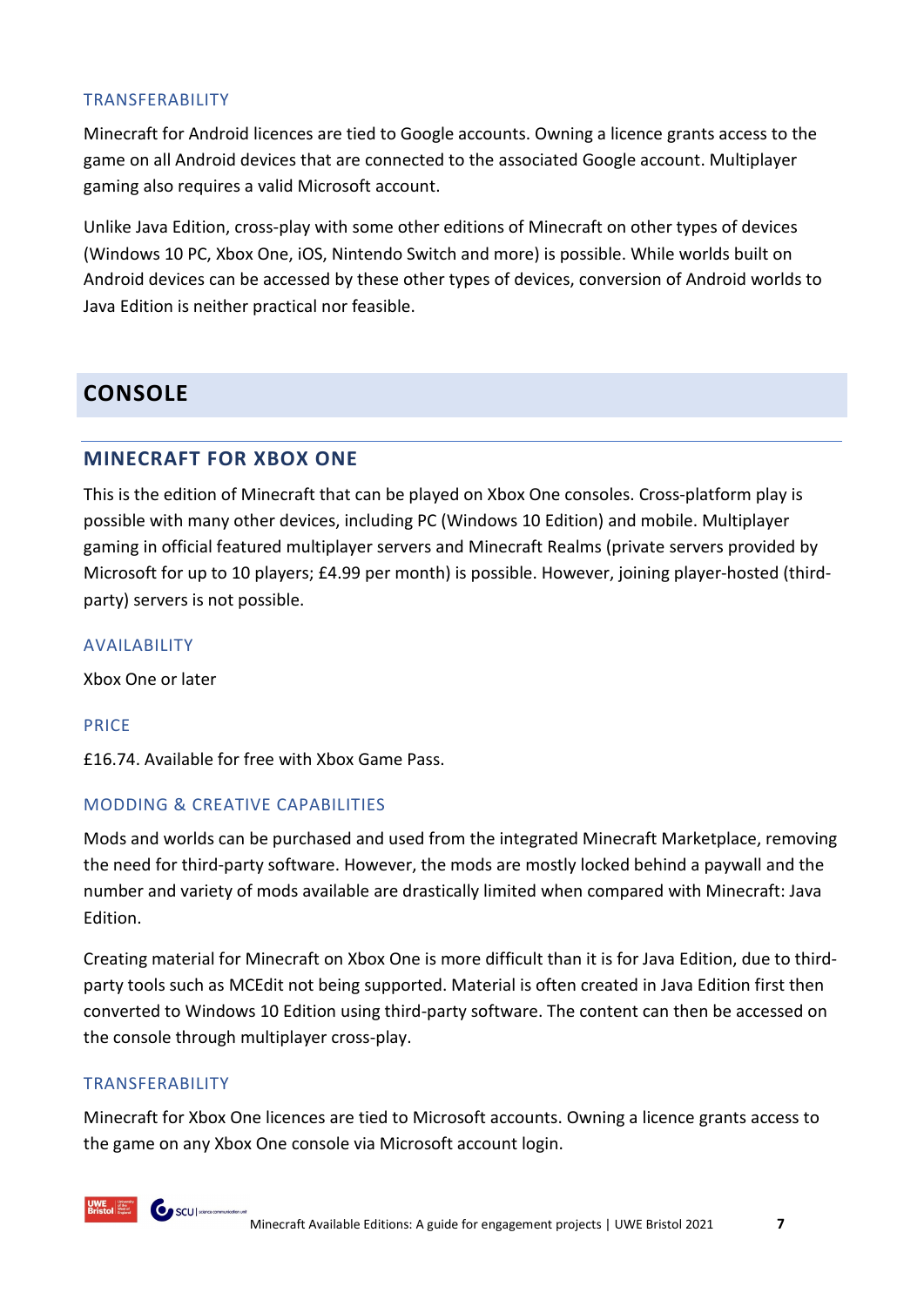### TRANSFERABILITY

Minecraft for Android licences are tied to Google accounts. Owning a licence grants access to the game on all Android devices that are connected to the associated Google account. Multiplayer gaming also requires a valid Microsoft account.

Unlike Java Edition, cross-play with some other editions of Minecraft on other types of devices (Windows 10 PC, Xbox One, iOS, Nintendo Switch and more) is possible. While worlds built on Android devices can be accessed by these other types of devices, conversion of Android worlds to Java Edition is neither practical nor feasible.

# CONSOLE

## MINECRAFT FOR XBOX ONE

This is the edition of Minecraft that can be played on Xbox One consoles. Cross-platform play is possible with many other devices, including PC (Windows 10 Edition) and mobile. Multiplayer gaming in official featured multiplayer servers and Minecraft Realms (private servers provided by Microsoft for up to 10 players; £4.99 per month) is possible. However, joining player-hosted (third-party) servers is not possible.

### AVAILABILITY

Xbox One or later

### PRICE

£16.74. Available for free with Xbox Game Pass.

### MODDING & CREATIVE CAPABILITIES

Mods and worlds can be purchased and used from the integrated Minecraft Marketplace, removing the need for third-party software. However, the mods are mostly locked behind a paywall and the number and variety of mods available are drastically limited when compared with Minecraft: Java Edition.

Creating material for Minecraft on Xbox One is more difficult than it is for Java Edition, due to third-party tools such as MCEdit not being supported. Material is often created in Java Edition first then converted to Windows 10 Edition using third-party software. The content can then be accessed on the console through multiplayer cross-play.

### TRANSFERABILITY

Minecraft for Xbox One licences are tied to Microsoft accounts. Owning a licence grants access to the game on any Xbox One console via Microsoft account login.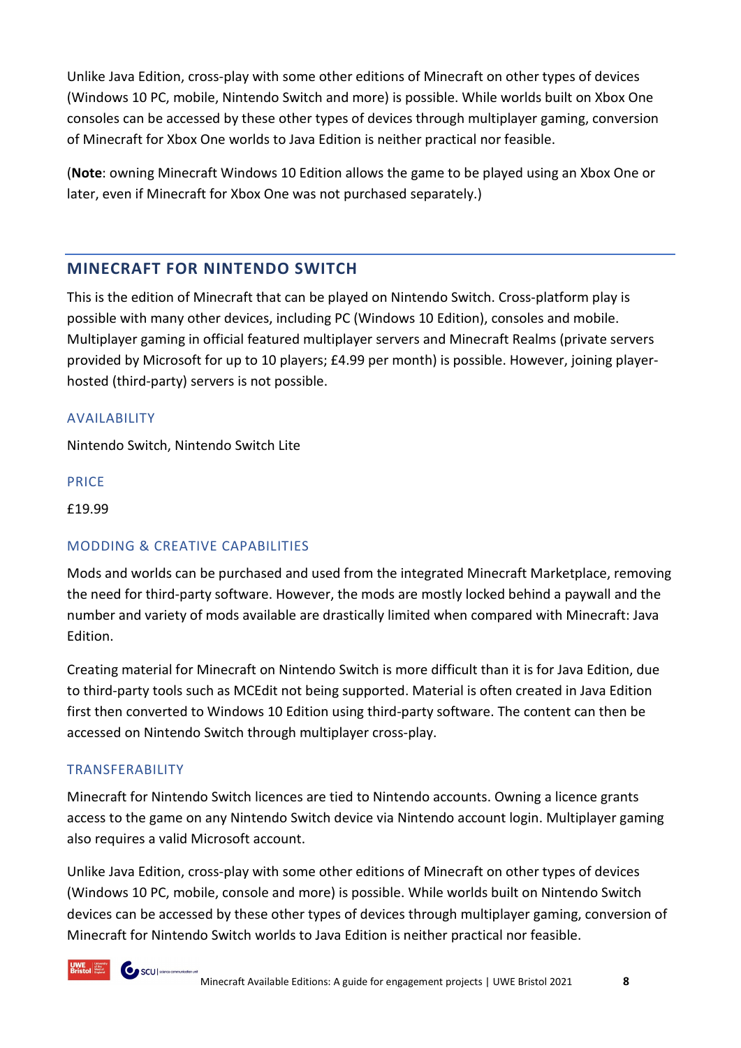Unlike Java Edition, cross-play with some other editions of Minecraft on other types of devices (Windows 10 PC, mobile, Nintendo Switch and more) is possible. While worlds built on Xbox One consoles can be accessed by these other types of devices through multiplayer gaming, conversion of Minecraft for Xbox One worlds to Java Edition is neither practical nor feasible.

(**Note**: owning Minecraft Windows 10 Edition allows the game to be played using an Xbox One or later, even if Minecraft for Xbox One was not purchased separately.)

## MINECRAFT FOR NINTENDO SWITCH

This is the edition of Minecraft that can be played on Nintendo Switch. Cross-platform play is possible with many other devices, including PC (Windows 10 Edition), consoles and mobile. Multiplayer gaming in official featured multiplayer servers and Minecraft Realms (private servers provided by Microsoft for up to 10 players; £4.99 per month) is possible. However, joining player-hosted (third-party) servers is not possible.

### AVAILABILITY

Nintendo Switch, Nintendo Switch Lite

### PRICE

£19.99

### MODDING & CREATIVE CAPABILITIES

Mods and worlds can be purchased and used from the integrated Minecraft Marketplace, removing the need for third-party software. However, the mods are mostly locked behind a paywall and the number and variety of mods available are drastically limited when compared with Minecraft: Java Edition.

Creating material for Minecraft on Nintendo Switch is more difficult than it is for Java Edition, due to third-party tools such as MCEdit not being supported. Material is often created in Java Edition first then converted to Windows 10 Edition using third-party software. The content can then be accessed on Nintendo Switch through multiplayer cross-play.

### TRANSFERABILITY

Minecraft for Nintendo Switch licences are tied to Nintendo accounts. Owning a licence grants access to the game on any Nintendo Switch device via Nintendo account login. Multiplayer gaming also requires a valid Microsoft account.

Unlike Java Edition, cross-play with some other editions of Minecraft on other types of devices (Windows 10 PC, mobile, console and more) is possible. While worlds built on Nintendo Switch devices can be accessed by these other types of devices through multiplayer gaming, conversion of Minecraft for Nintendo Switch worlds to Java Edition is neither practical nor feasible.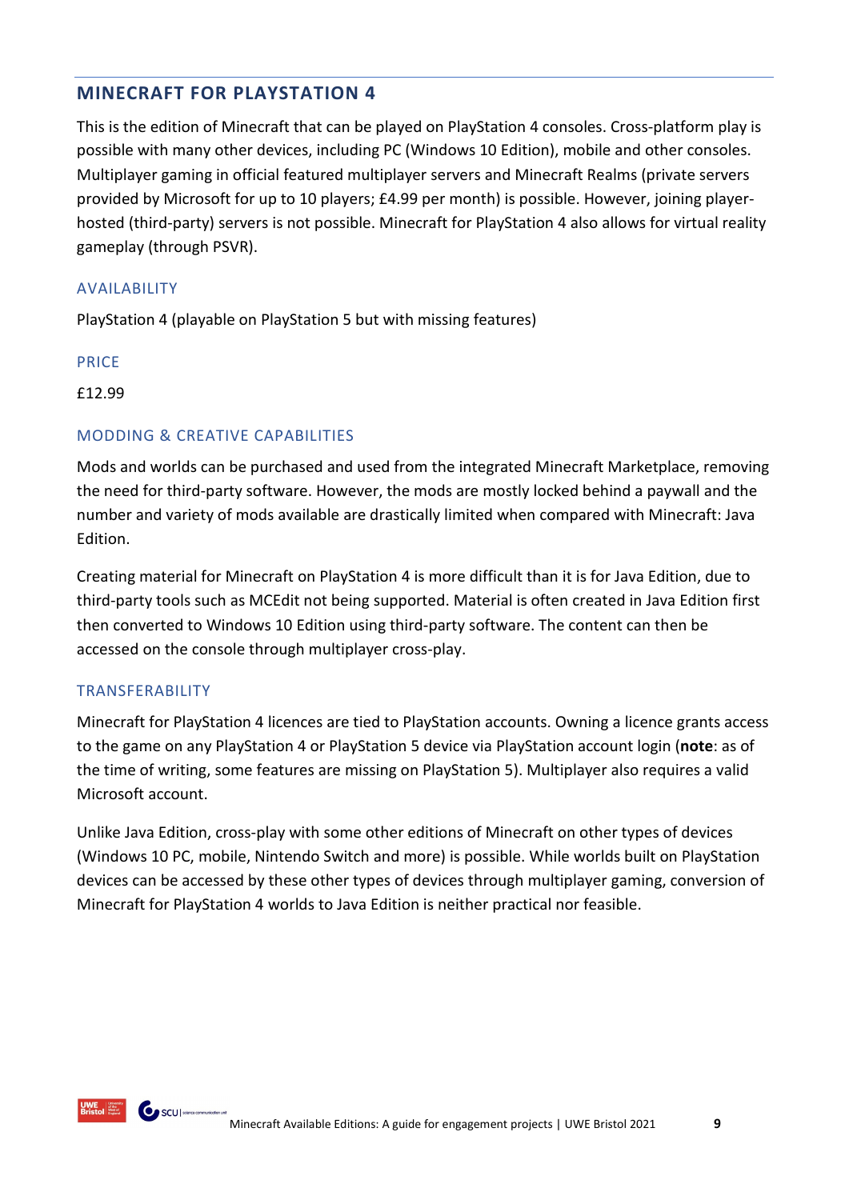## MINECRAFT FOR PLAYSTATION 4

This is the edition of Minecraft that can be played on PlayStation 4 consoles. Cross-platform play is possible with many other devices, including PC (Windows 10 Edition), mobile and other consoles. Multiplayer gaming in official featured multiplayer servers and Minecraft Realms (private servers provided by Microsoft for up to 10 players; £4.99 per month) is possible. However, joining player-hosted (third-party) servers is not possible. Minecraft for PlayStation 4 also allows for virtual reality gameplay (through PSVR).

### AVAILABILITY

PlayStation 4 (playable on PlayStation 5 but with missing features)

### PRICE

£12.99

### MODDING & CREATIVE CAPABILITIES

Mods and worlds can be purchased and used from the integrated Minecraft Marketplace, removing the need for third-party software. However, the mods are mostly locked behind a paywall and the number and variety of mods available are drastically limited when compared with Minecraft: Java Edition.

Creating material for Minecraft on PlayStation 4 is more difficult than it is for Java Edition, due to third-party tools such as MCEdit not being supported. Material is often created in Java Edition first then converted to Windows 10 Edition using third-party software. The content can then be accessed on the console through multiplayer cross-play.

### TRANSFERABILITY

Minecraft for PlayStation 4 licences are tied to PlayStation accounts. Owning a licence grants access to the game on any PlayStation 4 or PlayStation 5 device via PlayStation account login (**note**: as of the time of writing, some features are missing on PlayStation 5). Multiplayer also requires a valid Microsoft account.

Unlike Java Edition, cross-play with some other editions of Minecraft on other types of devices (Windows 10 PC, mobile, Nintendo Switch and more) is possible. While worlds built on PlayStation devices can be accessed by these other types of devices through multiplayer gaming, conversion of Minecraft for PlayStation 4 worlds to Java Edition is neither practical nor feasible.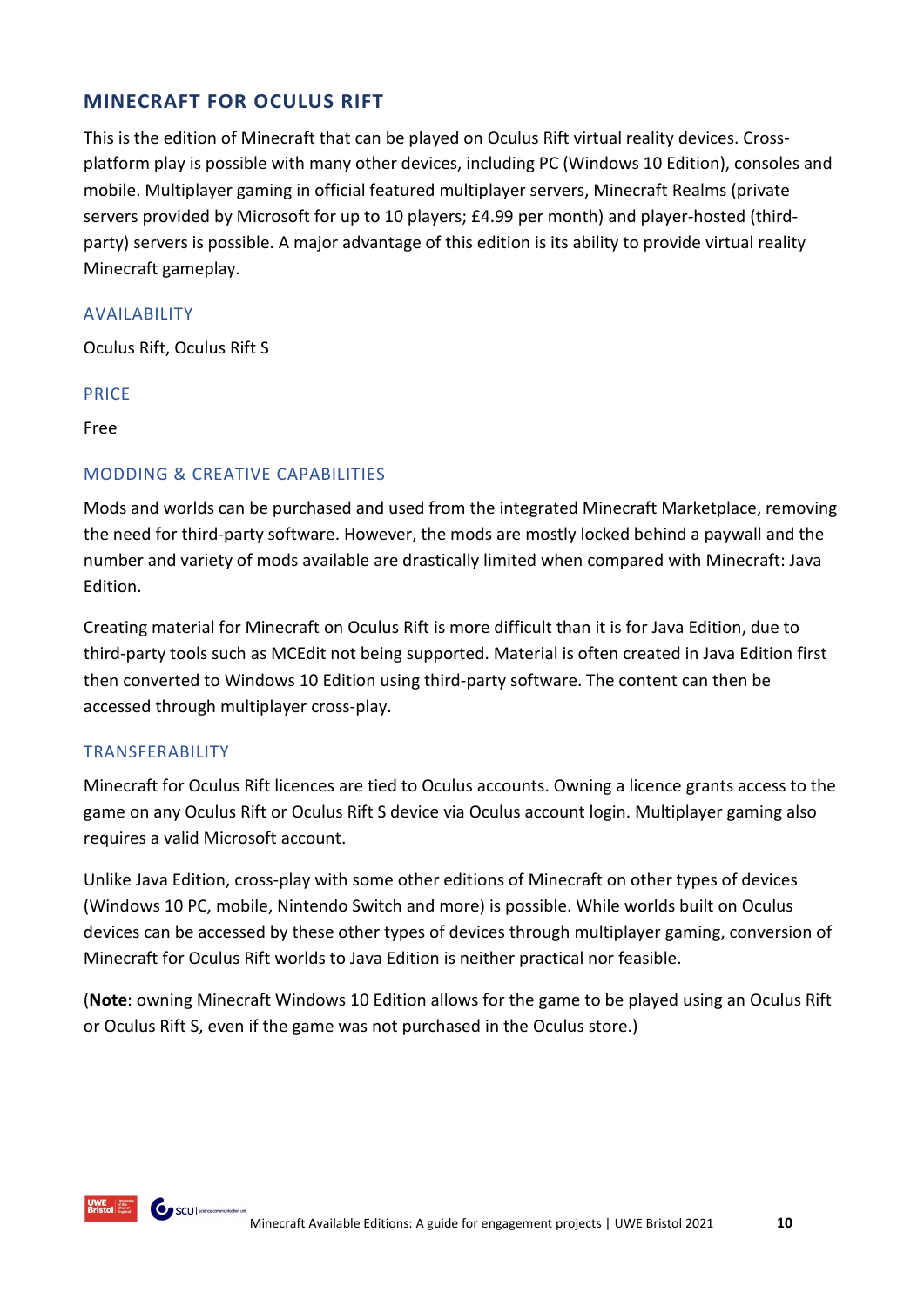## MINECRAFT FOR OCULUS RIFT

This is the edition of Minecraft that can be played on Oculus Rift virtual reality devices. Cross-platform play is possible with many other devices, including PC (Windows 10 Edition), consoles and mobile. Multiplayer gaming in official featured multiplayer servers, Minecraft Realms (private servers provided by Microsoft for up to 10 players; £4.99 per month) and player-hosted (third-party) servers is possible. A major advantage of this edition is its ability to provide virtual reality Minecraft gameplay.

### AVAILABILITY

Oculus Rift, Oculus Rift S

### PRICE

Free

### MODDING & CREATIVE CAPABILITIES

Mods and worlds can be purchased and used from the integrated Minecraft Marketplace, removing the need for third-party software. However, the mods are mostly locked behind a paywall and the number and variety of mods available are drastically limited when compared with Minecraft: Java Edition.

Creating material for Minecraft on Oculus Rift is more difficult than it is for Java Edition, due to third-party tools such as MCEdit not being supported. Material is often created in Java Edition first then converted to Windows 10 Edition using third-party software. The content can then be accessed through multiplayer cross-play.

### TRANSFERABILITY

Minecraft for Oculus Rift licences are tied to Oculus accounts. Owning a licence grants access to the game on any Oculus Rift or Oculus Rift S device via Oculus account login. Multiplayer gaming also requires a valid Microsoft account.

Unlike Java Edition, cross-play with some other editions of Minecraft on other types of devices (Windows 10 PC, mobile, Nintendo Switch and more) is possible. While worlds built on Oculus devices can be accessed by these other types of devices through multiplayer gaming, conversion of Minecraft for Oculus Rift worlds to Java Edition is neither practical nor feasible.

(**Note**: owning Minecraft Windows 10 Edition allows for the game to be played using an Oculus Rift or Oculus Rift S, even if the game was not purchased in the Oculus store.)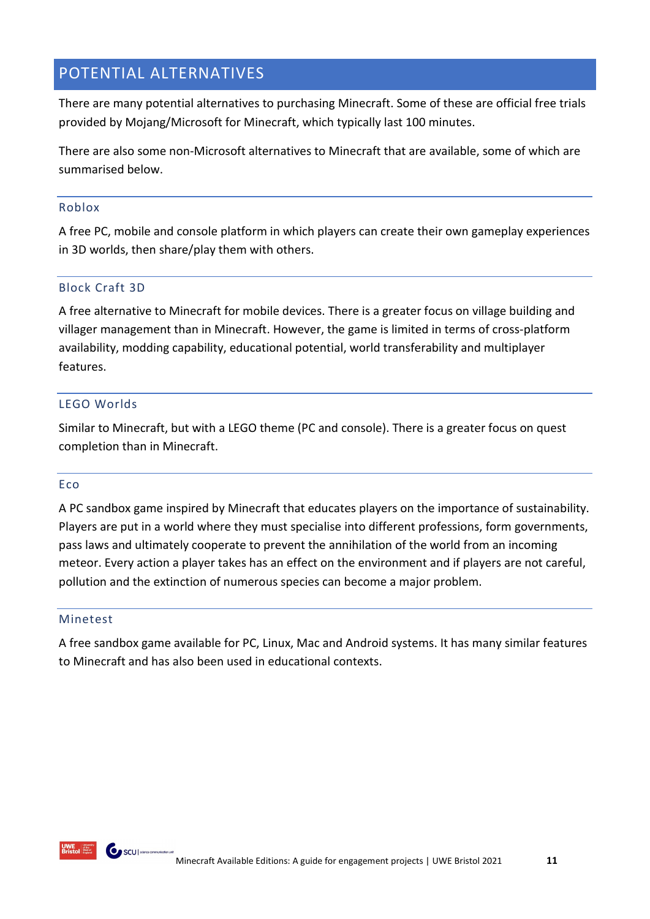## POTENTIAL ALTERNATIVES

There are many potential alternatives to purchasing Minecraft. Some of these are official free trials provided by Mojang/Microsoft for Minecraft, which typically last 100 minutes.

There are also some non-Microsoft alternatives to Minecraft that are available, some of which are summarised below.

### Roblox

A free PC, mobile and console platform in which players can create their own gameplay experiences in 3D worlds, then share/play them with others.

### Block Craft 3D

A free alternative to Minecraft for mobile devices. There is a greater focus on village building and villager management than in Minecraft. However, the game is limited in terms of cross-platform availability, modding capability, educational potential, world transferability and multiplayer features.

### LEGO Worlds

Similar to Minecraft, but with a LEGO theme (PC and console). There is a greater focus on quest completion than in Minecraft.

### Eco

A PC sandbox game inspired by Minecraft that educates players on the importance of sustainability. Players are put in a world where they must specialise into different professions, form governments, pass laws and ultimately cooperate to prevent the annihilation of the world from an incoming meteor. Every action a player takes has an effect on the environment and if players are not careful, pollution and the extinction of numerous species can become a major problem.

### Minetest

A free sandbox game available for PC, Linux, Mac and Android systems. It has many similar features to Minecraft and has also been used in educational contexts.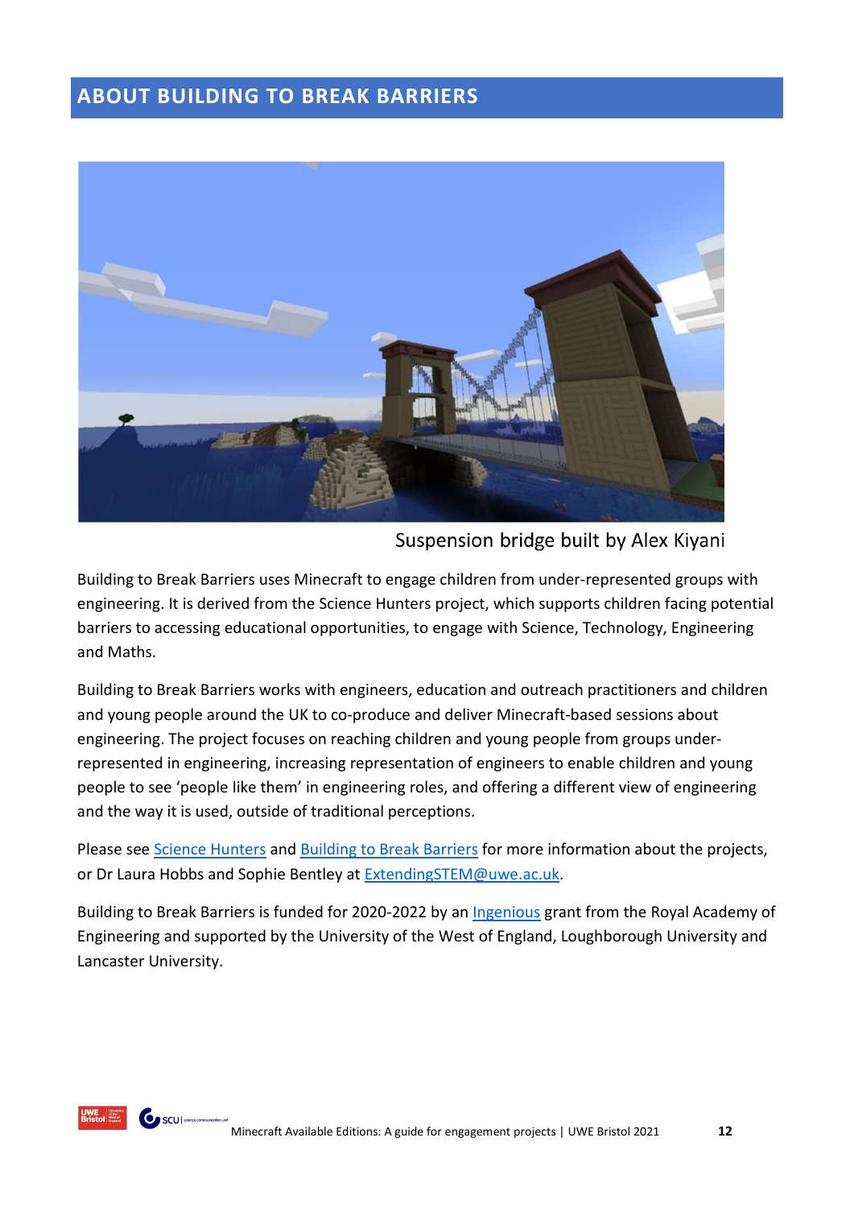## ABOUT BUILDING TO BREAK BARRIERS

Suspension bridge built by Alex Kiyani

Building to Break Barriers uses Minecraft to engage children from under-represented groups with engineering. It is derived from the Science Hunters project, which supports children facing potential barriers to accessing educational opportunities, to engage with Science, Technology, Engineering and Maths.

Building to Break Barriers works with engineers, education and outreach practitioners and children and young people around the UK to co-produce and deliver Minecraft-based sessions about engineering. The project focuses on reaching children and young people from groups under-represented in engineering, increasing representation of engineers to enable children and young people to see 'people like them' in engineering roles, and offering a different view of engineering and the way it is used, outside of traditional perceptions.

Please see Science Hunters and Building to Break Barriers for more information about the projects, or Dr Laura Hobbs and Sophie Bentley at ExtendingSTEM@uwe.ac.uk.

Building to Break Barriers is funded for 2020-2022 by an Ingenious grant from the Royal Academy of Engineering and supported by the University of the West of England, Loughborough University and Lancaster University.